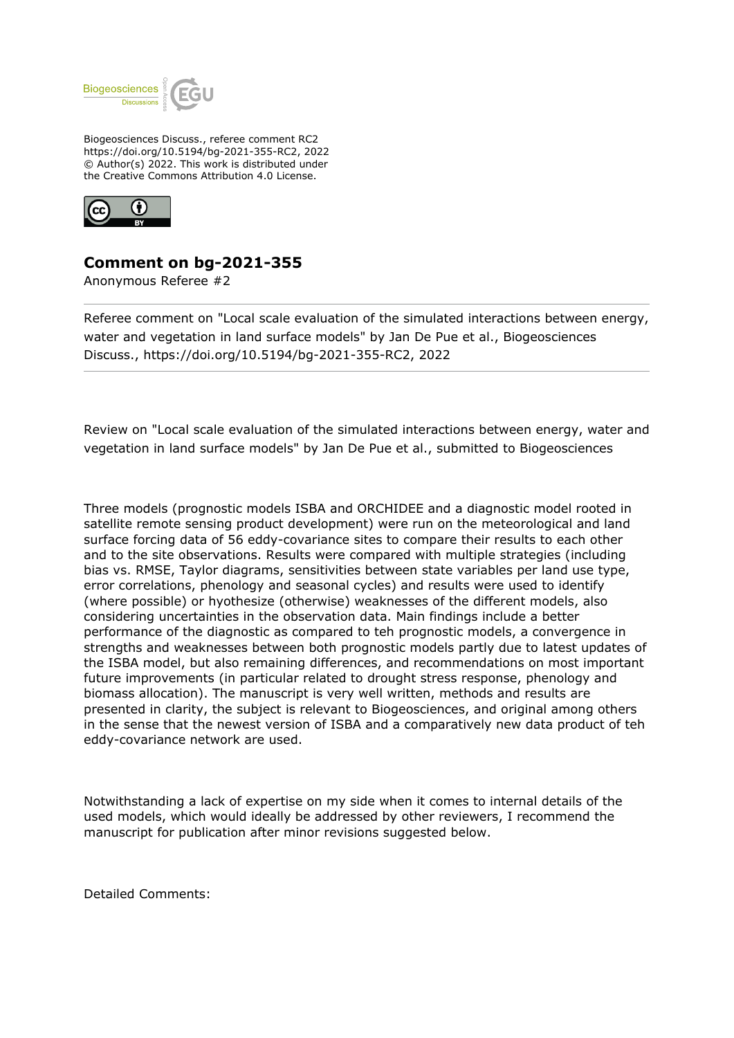Biogeosciences Discuss., referee comment RC2
https://doi.org/10.5194/bg-2021-355-RC2, 2022
© Author(s) 2022. This work is distributed under
the Creative Commons Attribution 4.0 License.

## Comment on bg-2021-355

Anonymous Referee #2

---

Referee comment on "Local scale evaluation of the simulated interactions between energy, water and vegetation in land surface models" by Jan De Pue et al., Biogeosciences Discuss., https://doi.org/10.5194/bg-2021-355-RC2, 2022

---

Review on "Local scale evaluation of the simulated interactions between energy, water and vegetation in land surface models" by Jan De Pue et al., submitted to Biogeosciences

Three models (prognostic models ISBA and ORCHIDEE and a diagnostic model rooted in satellite remote sensing product development) were run on the meteorological and land surface forcing data of 56 eddy-covariance sites to compare their results to each other and to the site observations. Results were compared with multiple strategies (including bias vs. RMSE, Taylor diagrams, sensitivities between state variables per land use type, error correlations, phenology and seasonal cycles) and results were used to identify (where possible) or hypothesize (otherwise) weaknesses of the different models, also considering uncertainties in the observation data. Main findings include a better performance of the diagnostic as compared to teh prognostic models, a convergence in strengths and weaknesses between both prognostic models partly due to latest updates of the ISBA model, but also remaining differences, and recommendations on most important future improvements (in particular related to drought stress response, phenology and biomass allocation). The manuscript is very well written, methods and results are presented in clarity, the subject is relevant to Biogeosciences, and original among others in the sense that the newest version of ISBA and a comparatively new data product of teh eddy-covariance network are used.

Notwithstanding a lack of expertise on my side when it comes to internal details of the used models, which would ideally be addressed by other reviewers, I recommend the manuscript for publication after minor revisions suggested below.

Detailed Comments: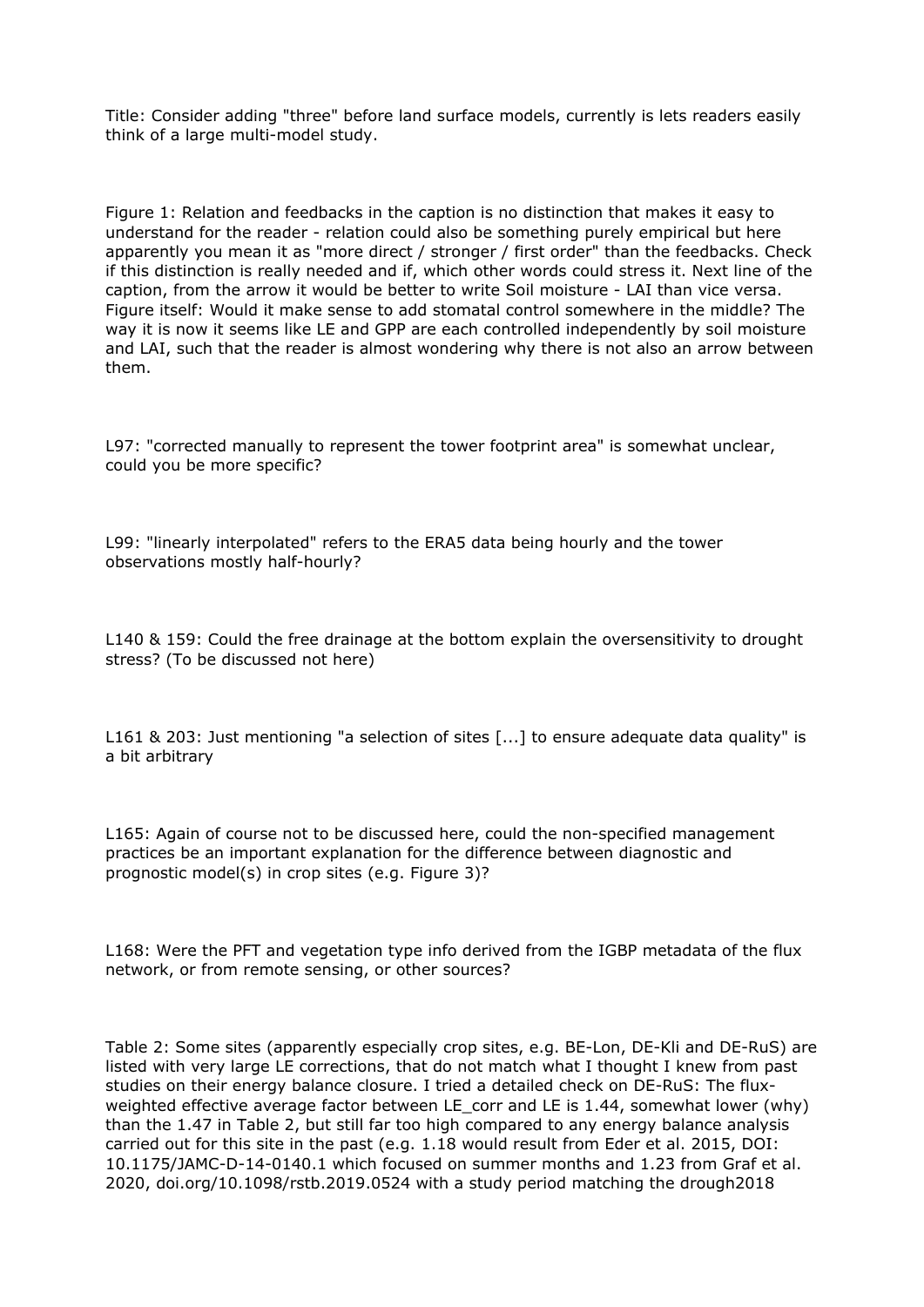Title: Consider adding "three" before land surface models, currently is lets readers easily think of a large multi-model study.

Figure 1: Relation and feedbacks in the caption is no distinction that makes it easy to understand for the reader - relation could also be something purely empirical but here apparently you mean it as "more direct / stronger / first order" than the feedbacks. Check if this distinction is really needed and if, which other words could stress it. Next line of the caption, from the arrow it would be better to write Soil moisture - LAI than vice versa. Figure itself: Would it make sense to add stomatal control somewhere in the middle? The way it is now it seems like LE and GPP are each controlled independently by soil moisture and LAI, such that the reader is almost wondering why there is not also an arrow between them.

L97: "corrected manually to represent the tower footprint area" is somewhat unclear, could you be more specific?

L99: "linearly interpolated" refers to the ERA5 data being hourly and the tower observations mostly half-hourly?

L140 & 159: Could the free drainage at the bottom explain the oversensitivity to drought stress? (To be discussed not here)

L161 & 203: Just mentioning "a selection of sites [...] to ensure adequate data quality" is a bit arbitrary

L165: Again of course not to be discussed here, could the non-specified management practices be an important explanation for the difference between diagnostic and prognostic model(s) in crop sites (e.g. Figure 3)?

L168: Were the PFT and vegetation type info derived from the IGBP metadata of the flux network, or from remote sensing, or other sources?

Table 2: Some sites (apparently especially crop sites, e.g. BE-Lon, DE-Kli and DE-RuS) are listed with very large LE corrections, that do not match what I thought I knew from past studies on their energy balance closure. I tried a detailed check on DE-RuS: The flux-weighted effective average factor between LE_corr and LE is 1.44, somewhat lower (why) than the 1.47 in Table 2, but still far too high compared to any energy balance analysis carried out for this site in the past (e.g. 1.18 would result from Eder et al. 2015, DOI: 10.1175/JAMC-D-14-0140.1 which focused on summer months and 1.23 from Graf et al. 2020, doi.org/10.1098/rstb.2019.0524 with a study period matching the drough2018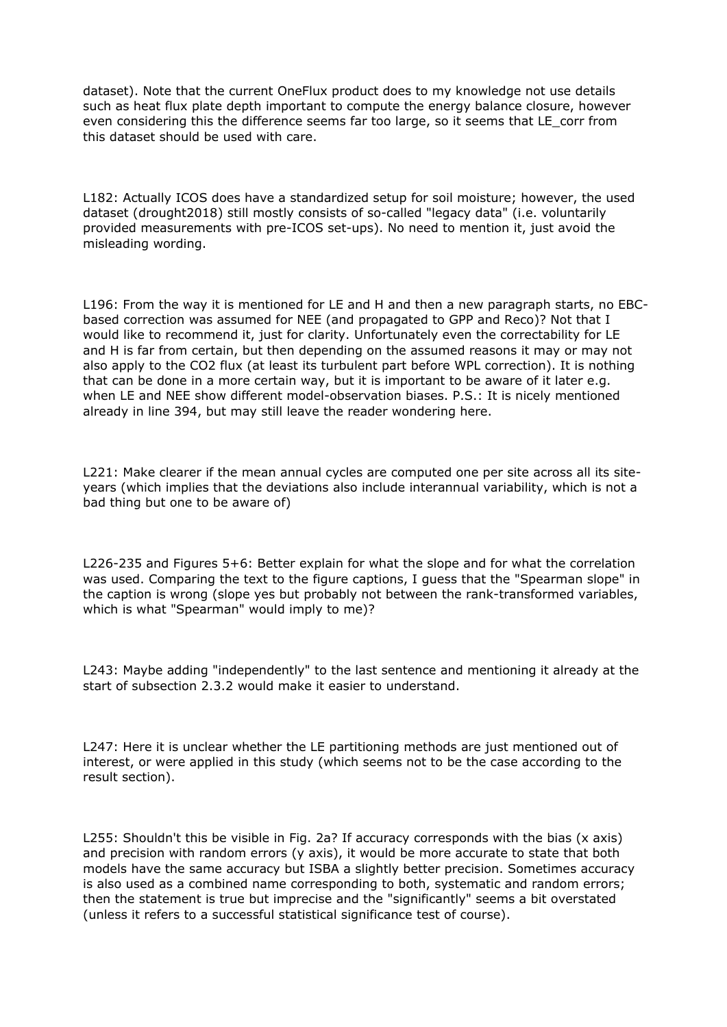dataset). Note that the current OneFlux product does to my knowledge not use details such as heat flux plate depth important to compute the energy balance closure, however even considering this the difference seems far too large, so it seems that LE_corr from this dataset should be used with care.

L182: Actually ICOS does have a standardized setup for soil moisture; however, the used dataset (drought2018) still mostly consists of so-called "legacy data" (i.e. voluntarily provided measurements with pre-ICOS set-ups). No need to mention it, just avoid the misleading wording.

L196: From the way it is mentioned for LE and H and then a new paragraph starts, no EBC-based correction was assumed for NEE (and propagated to GPP and Reco)? Not that I would like to recommend it, just for clarity. Unfortunately even the correctability for LE and H is far from certain, but then depending on the assumed reasons it may or may not also apply to the $CO_2$ flux (at least its turbulent part before WPL correction). It is nothing that can be done in a more certain way, but it is important to be aware of it later e.g. when LE and NEE show different model-observation biases. P.S.: It is nicely mentioned already in line 394, but may still leave the reader wondering here.

L221: Make clearer if the mean annual cycles are computed one per site across all its site-years (which implies that the deviations also include interannual variability, which is not a bad thing but one to be aware of)

L226-235 and Figures 5+6: Better explain for what the slope and for what the correlation was used. Comparing the text to the figure captions, I guess that the "Spearman slope" in the caption is wrong (slope yes but probably not between the rank-transformed variables, which is what "Spearman" would imply to me)?

L243: Maybe adding "independently" to the last sentence and mentioning it already at the start of subsection 2.3.2 would make it easier to understand.

L247: Here it is unclear whether the LE partitioning methods are just mentioned out of interest, or were applied in this study (which seems not to be the case according to the result section).

L255: Shouldn't this be visible in Fig. 2a? If accuracy corresponds with the bias (x axis) and precision with random errors (y axis), it would be more accurate to state that both models have the same accuracy but ISBA a slightly better precision. Sometimes accuracy is also used as a combined name corresponding to both, systematic and random errors; then the statement is true but imprecise and the "significantly" seems a bit overstated (unless it refers to a successful statistical significance test of course).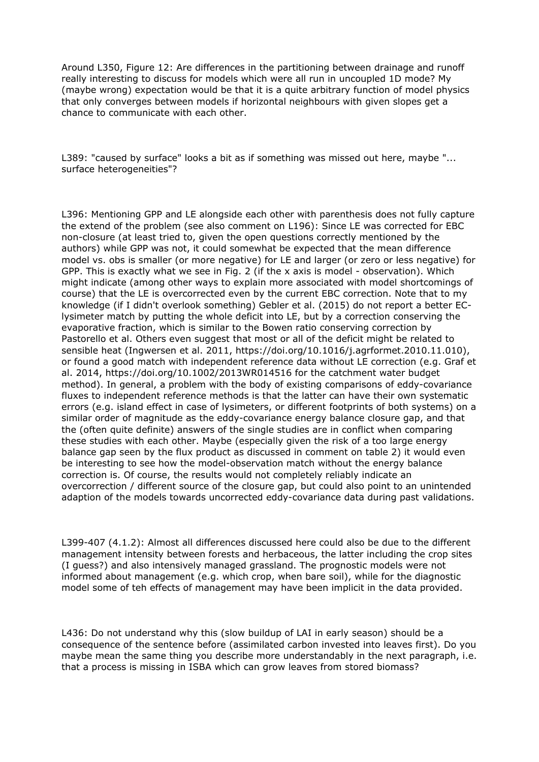Around L350, Figure 12: Are differences in the partitioning between drainage and runoff really interesting to discuss for models which were all run in uncoupled 1D mode? My (maybe wrong) expectation would be that it is a quite arbitrary function of model physics that only converges between models if horizontal neighbours with given slopes get a chance to communicate with each other.

L389: "caused by surface" looks a bit as if something was missed out here, maybe "... surface heterogeneities"?

L396: Mentioning GPP and LE alongside each other with parenthesis does not fully capture the extend of the problem (see also comment on L196): Since LE was corrected for EBC non-closure (at least tried to, given the open questions correctly mentioned by the authors) while GPP was not, it could somewhat be expected that the mean difference model vs. obs is smaller (or more negative) for LE and larger (or zero or less negative) for GPP. This is exactly what we see in Fig. 2 (if the x axis is model - observation). Which might indicate (among other ways to explain more associated with model shortcomings of course) that the LE is overcorrected even by the current EBC correction. Note that to my knowledge (if I didn't overlook something) Gebler et al. (2015) do not report a better EC-lysimeter match by putting the whole deficit into LE, but by a correction conserving the evaporative fraction, which is similar to the Bowen ratio conserving correction by Pastorello et al. Others even suggest that most or all of the deficit might be related to sensible heat (Ingwersen et al. 2011, https://doi.org/10.1016/j.agrformet.2010.11.010), or found a good match with independent reference data without LE correction (e.g. Graf et al. 2014, https://doi.org/10.1002/2013WR014516 for the catchment water budget method). In general, a problem with the body of existing comparisons of eddy-covariance fluxes to independent reference methods is that the latter can have their own systematic errors (e.g. island effect in case of lysimeters, or different footprints of both systems) on a similar order of magnitude as the eddy-covariance energy balance closure gap, and that the (often quite definite) answers of the single studies are in conflict when comparing these studies with each other. Maybe (especially given the risk of a too large energy balance gap seen by the flux product as discussed in comment on table 2) it would even be interesting to see how the model-observation match without the energy balance correction is. Of course, the results would not completely reliably indicate an overcorrection / different source of the closure gap, but could also point to an unintended adaption of the models towards uncorrected eddy-covariance data during past validations.

L399-407 (4.1.2): Almost all differences discussed here could also be due to the different management intensity between forests and herbaceous, the latter including the crop sites (I guess?) and also intensively managed grassland. The prognostic models were not informed about management (e.g. which crop, when bare soil), while for the diagnostic model some of teh effects of management may have been implicit in the data provided.

L436: Do not understand why this (slow buildup of LAI in early season) should be a consequence of the sentence before (assimilated carbon invested into leaves first). Do you maybe mean the same thing you describe more understandably in the next paragraph, i.e. that a process is missing in ISBA which can grow leaves from stored biomass?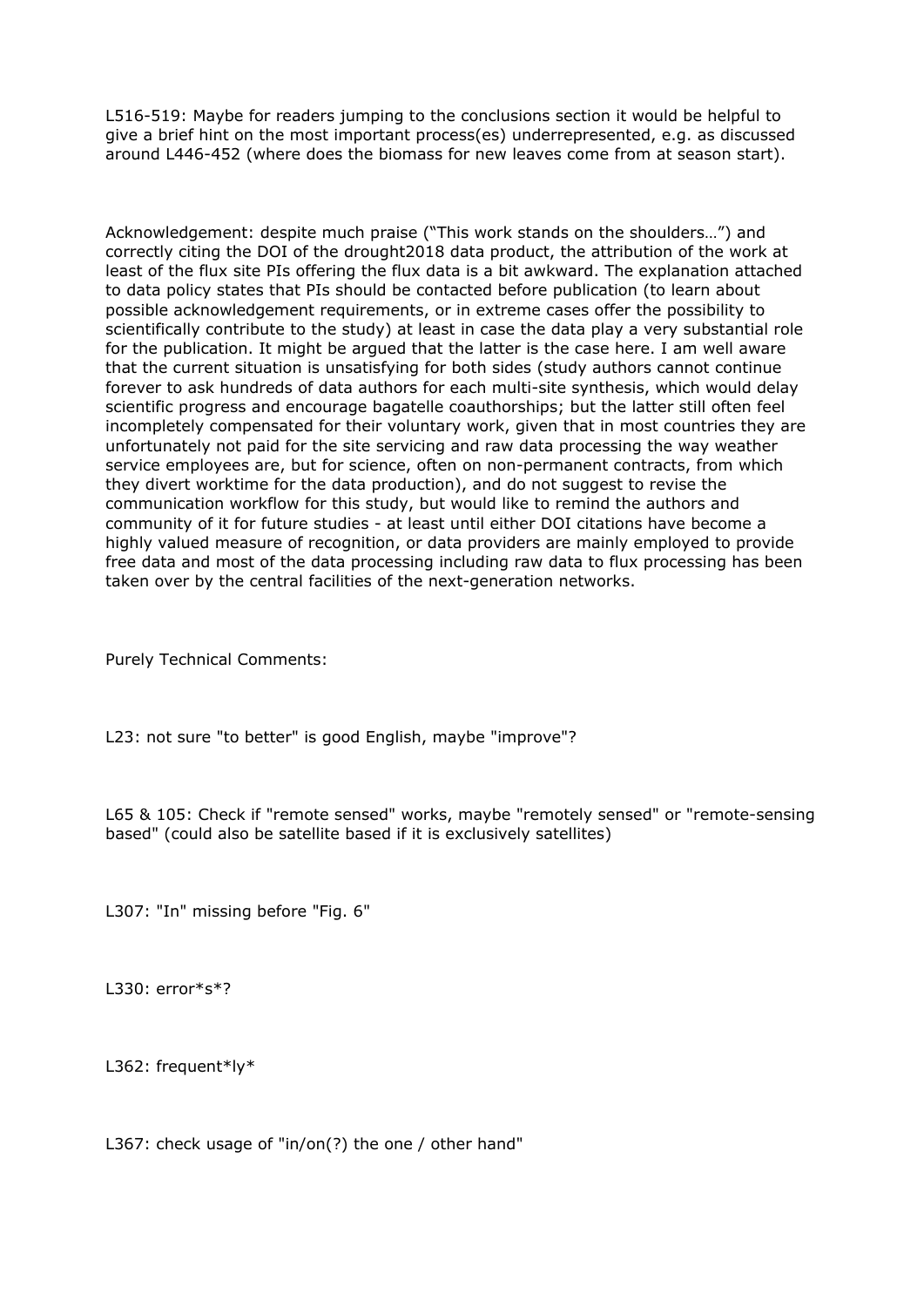L516-519: Maybe for readers jumping to the conclusions section it would be helpful to give a brief hint on the most important process(es) underrepresented, e.g. as discussed around L446-452 (where does the biomass for new leaves come from at season start).

Acknowledgement: despite much praise ("This work stands on the shoulders…") and correctly citing the DOI of the drought2018 data product, the attribution of the work at least of the flux site PIs offering the flux data is a bit awkward. The explanation attached to data policy states that PIs should be contacted before publication (to learn about possible acknowledgement requirements, or in extreme cases offer the possibility to scientifically contribute to the study) at least in case the data play a very substantial role for the publication. It might be argued that the latter is the case here. I am well aware that the current situation is unsatisfying for both sides (study authors cannot continue forever to ask hundreds of data authors for each multi-site synthesis, which would delay scientific progress and encourage bagatelle coauthorships; but the latter still often feel incompletely compensated for their voluntary work, given that in most countries they are unfortunately not paid for the site servicing and raw data processing the way weather service employees are, but for science, often on non-permanent contracts, from which they divert worktime for the data production), and do not suggest to revise the communication workflow for this study, but would like to remind the authors and community of it for future studies - at least until either DOI citations have become a highly valued measure of recognition, or data providers are mainly employed to provide free data and most of the data processing including raw data to flux processing has been taken over by the central facilities of the next-generation networks.

Purely Technical Comments:

L23: not sure "to better" is good English, maybe "improve"?

L65 & 105: Check if "remote sensed" works, maybe "remotely sensed" or "remote-sensing based" (could also be satellite based if it is exclusively satellites)

L307: "In" missing before "Fig. 6"

L330: error*s*?

L362: frequent*ly*

L367: check usage of "in/on(?) the one / other hand"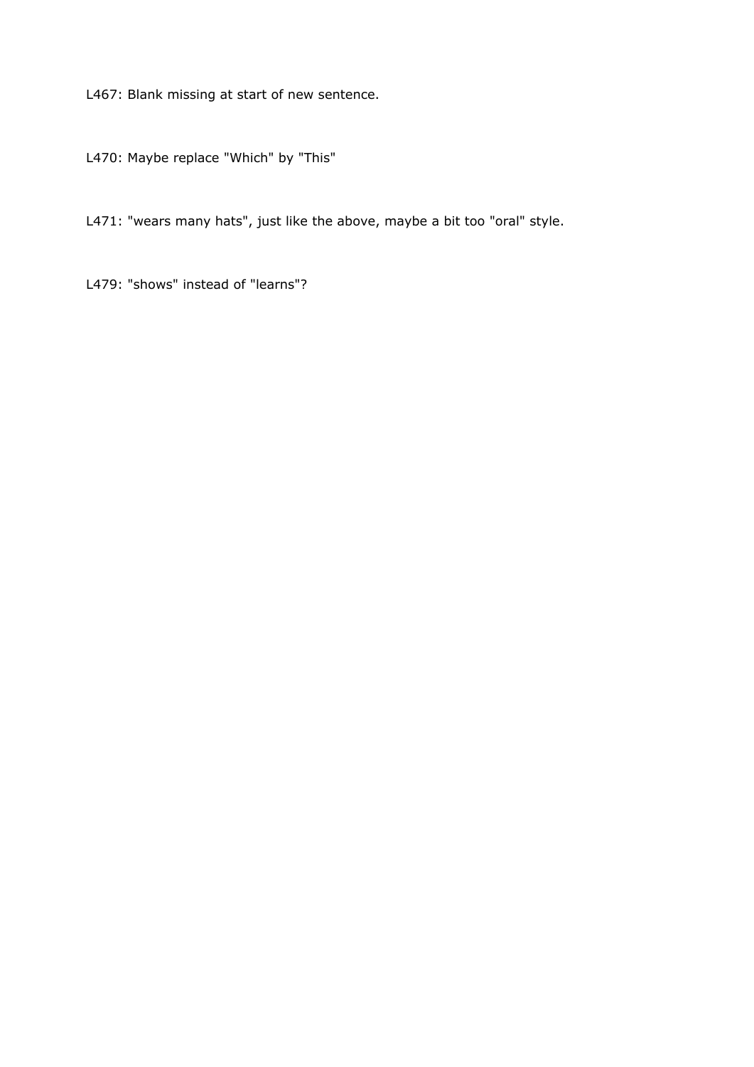L467: Blank missing at start of new sentence.

L470: Maybe replace "Which" by "This"

L471: "wears many hats", just like the above, maybe a bit too "oral" style.

L479: "shows" instead of "learns"?